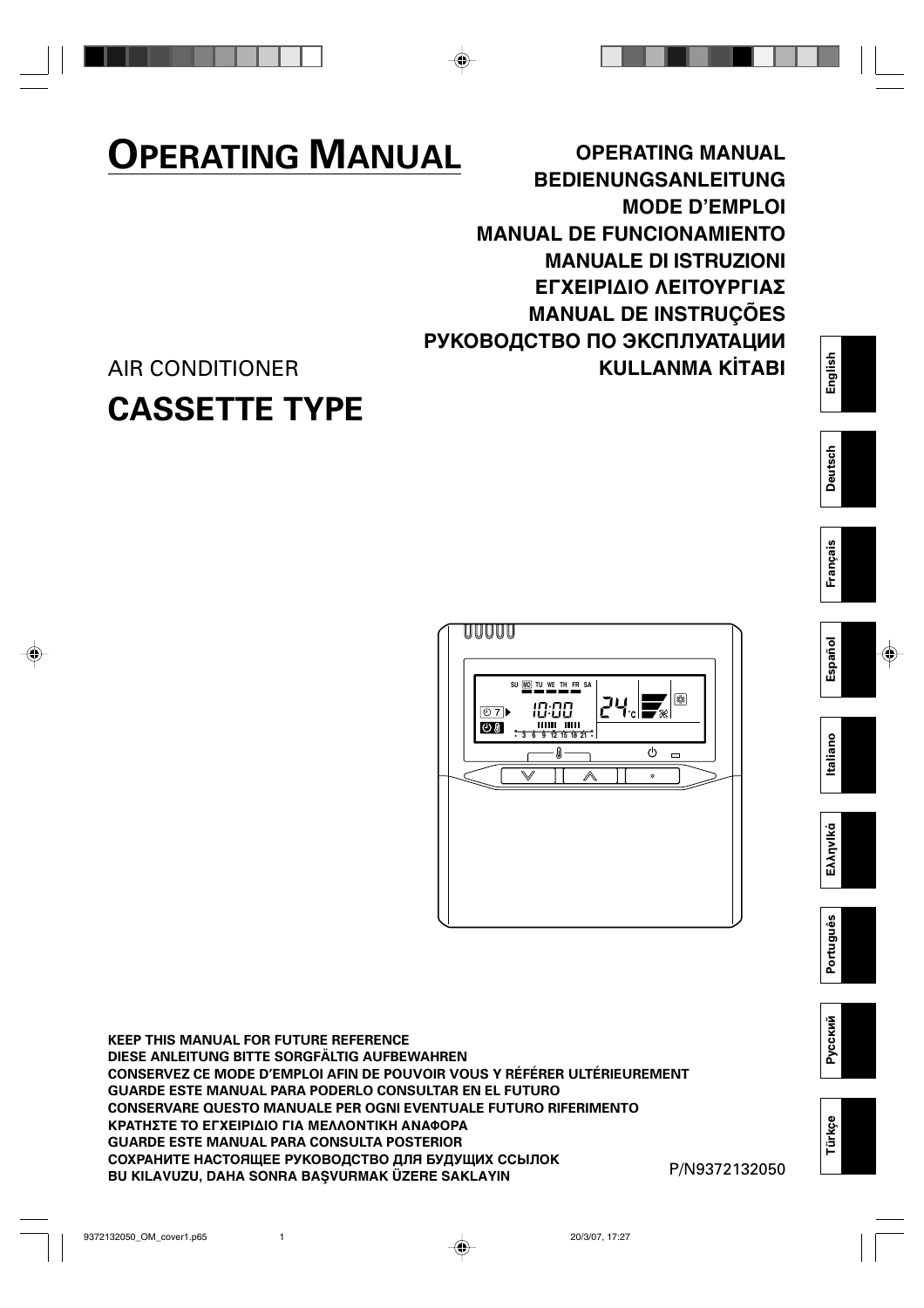# OPERATING MANUAL

**OPERATING MANUAL**
**BEDIENUNGSANLEITUNG**
**MODE D'EMPLOI**
**MANUAL DE FUNCIONAMIENTO**
**MANUALE DI ISTRUZIONI**
**ΕΓΧΕΙΡΙΔΙΟ ΛΕΙΤΟΥΡΓΙΑΣ**
**MANUAL DE INSTRUÇÕES**
**РУКОВОДСТВО ПО ЭКСПЛУАТАЦИИ**
**KULLANMA KİTABI**

AIR CONDITIONER

## CASSETTE TYPE

English | Deutsch | Français | Español | Italiano | Ελληνικά | Português | Русский | Türkçe

**KEEP THIS MANUAL FOR FUTURE REFERENCE**
**DIESE ANLEITUNG BITTE SORGFÄLTIG AUFBEWAHREN**
**CONSERVEZ CE MODE D'EMPLOI AFIN DE POUVOIR VOUS Y RÉFÉRER ULTÉRIEUREMENT**
**GUARDE ESTE MANUAL PARA PODERLO CONSULTAR EN EL FUTURO**
**CONSERVARE QUESTO MANUALE PER OGNI EVENTUALE FUTURO RIFERIMENTO**
**ΚΡΑΤΗΣΤΕ ΤΟ ΕΓΧΕΙΡΙΔΙΟ ΓΙΑ ΜΕΛΛΟΝΤΙΚΗ ΑΝΑΦΟΡΑ**
**GUARDE ESTE MANUAL PARA CONSULTA POSTERIOR**
**СОХРАНИТЕ НАСТОЯЩЕЕ РУКОВОДСТВО ДЛЯ БУДУЩИХ ССЫЛОК**
**BU KILAVUZU, DAHA SONRA BAŞVURMAK ÜZERE SAKLAYIN**

P/N9372132050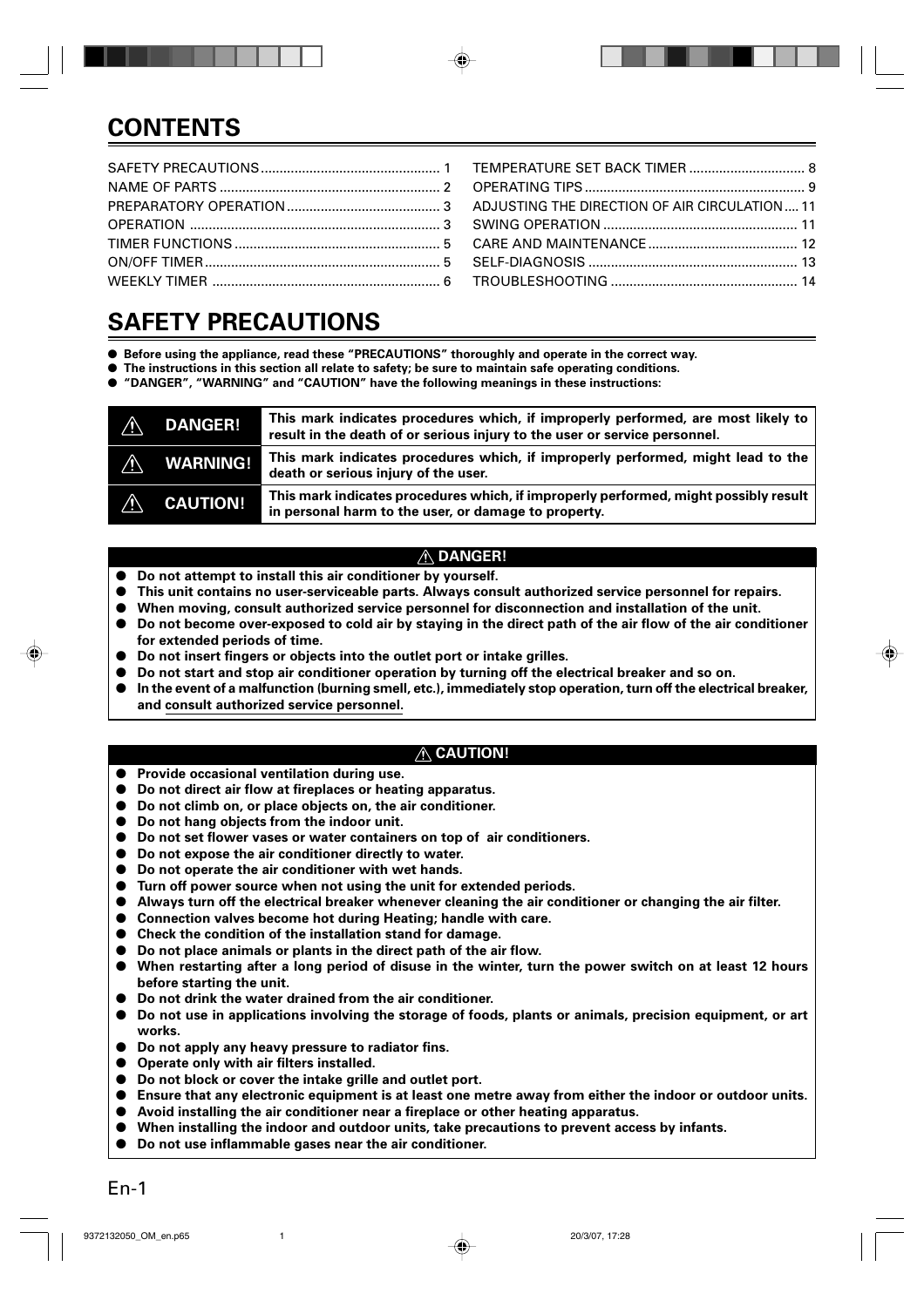# CONTENTS

| | | | |
|---|---|---|---|
| SAFETY PRECAUTIONS | 1 | TEMPERATURE SET BACK TIMER | 8 |
| NAME OF PARTS | 2 | OPERATING TIPS | 9 |
| PREPARATORY OPERATION | 3 | ADJUSTING THE DIRECTION OF AIR CIRCULATION | 11 |
| OPERATION | 3 | SWING OPERATION | 11 |
| TIMER FUNCTIONS | 5 | CARE AND MAINTENANCE | 12 |
| ON/OFF TIMER | 5 | SELF-DIAGNOSIS | 13 |
| WEEKLY TIMER | 6 | TROUBLESHOOTING | 14 |

# SAFETY PRECAUTIONS

- **Before using the appliance, read these "PRECAUTIONS" thoroughly and operate in the correct way.**
- **The instructions in this section all relate to safety; be sure to maintain safe operating conditions.**
- **"DANGER", "WARNING" and "CAUTION" have the following meanings in these instructions:**

| | |
|---|---|
| ⚠ **DANGER!** | **This mark indicates procedures which, if improperly performed, are most likely to result in the death of or serious injury to the user or service personnel.** |
| ⚠ **WARNING!** | **This mark indicates procedures which, if improperly performed, might lead to the death or serious injury of the user.** |
| ⚠ **CAUTION!** | **This mark indicates procedures which, if improperly performed, might possibly result in personal harm to the user, or damage to property.** |

## ⚠ DANGER!

- **Do not attempt to install this air conditioner by yourself.**
- **This unit contains no user-serviceable parts. Always consult authorized service personnel for repairs.**
- **When moving, consult authorized service personnel for disconnection and installation of the unit.**
- **Do not become over-exposed to cold air by staying in the direct path of the air flow of the air conditioner for extended periods of time.**
- **Do not insert fingers or objects into the outlet port or intake grilles.**
- **Do not start and stop air conditioner operation by turning off the electrical breaker and so on.**
- **In the event of a malfunction (burning smell, etc.), immediately stop operation, turn off the electrical breaker, and consult authorized service personnel.**

## ⚠ CAUTION!

- **Provide occasional ventilation during use.**
- **Do not direct air flow at fireplaces or heating apparatus.**
- **Do not climb on, or place objects on, the air conditioner.**
- **Do not hang objects from the indoor unit.**
- **Do not set flower vases or water containers on top of air conditioners.**
- **Do not expose the air conditioner directly to water.**
- **Do not operate the air conditioner with wet hands.**
- **Turn off power source when not using the unit for extended periods.**
- **Always turn off the electrical breaker whenever cleaning the air conditioner or changing the air filter.**
- **Connection valves become hot during Heating; handle with care.**
- **Check the condition of the installation stand for damage.**
- **Do not place animals or plants in the direct path of the air flow.**
- **When restarting after a long period of disuse in the winter, turn the power switch on at least 12 hours before starting the unit.**
- **Do not drink the water drained from the air conditioner.**
- **Do not use in applications involving the storage of foods, plants or animals, precision equipment, or art works.**
- **Do not apply any heavy pressure to radiator fins.**
- **Operate only with air filters installed.**
- **Do not block or cover the intake grille and outlet port.**
- **Ensure that any electronic equipment is at least one metre away from either the indoor or outdoor units.**
- **Avoid installing the air conditioner near a fireplace or other heating apparatus.**
- **When installing the indoor and outdoor units, take precautions to prevent access by infants.**
- **Do not use inflammable gases near the air conditioner.**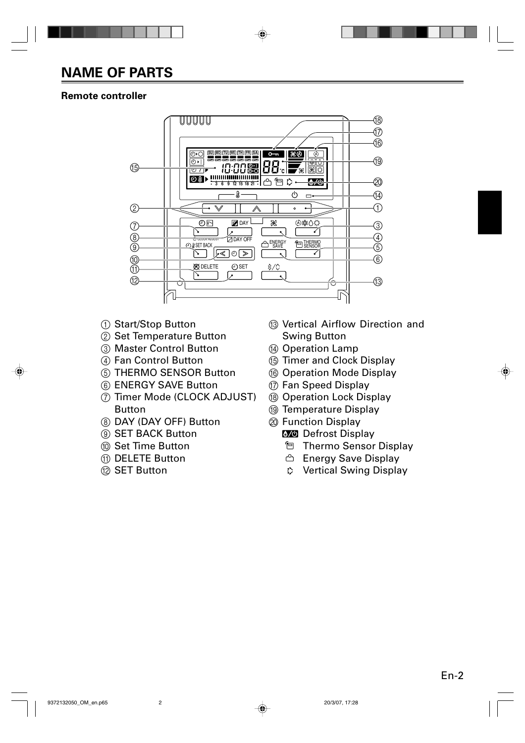# NAME OF PARTS

**Remote controller**

① Start/Stop Button
② Set Temperature Button
③ Master Control Button
④ Fan Control Button
⑤ THERMO SENSOR Button
⑥ ENERGY SAVE Button
⑦ Timer Mode (CLOCK ADJUST) Button
⑧ DAY (DAY OFF) Button
⑨ SET BACK Button
⑩ Set Time Button
⑪ DELETE Button
⑫ SET Button
⑬ Vertical Airflow Direction and Swing Button
⑭ Operation Lamp
⑮ Timer and Clock Display
⑯ Operation Mode Display
⑰ Fan Speed Display
⑱ Operation Lock Display
⑲ Temperature Display
⑳ Function Display
- Defrost Display
- Thermo Sensor Display
- Energy Save Display
- Vertical Swing Display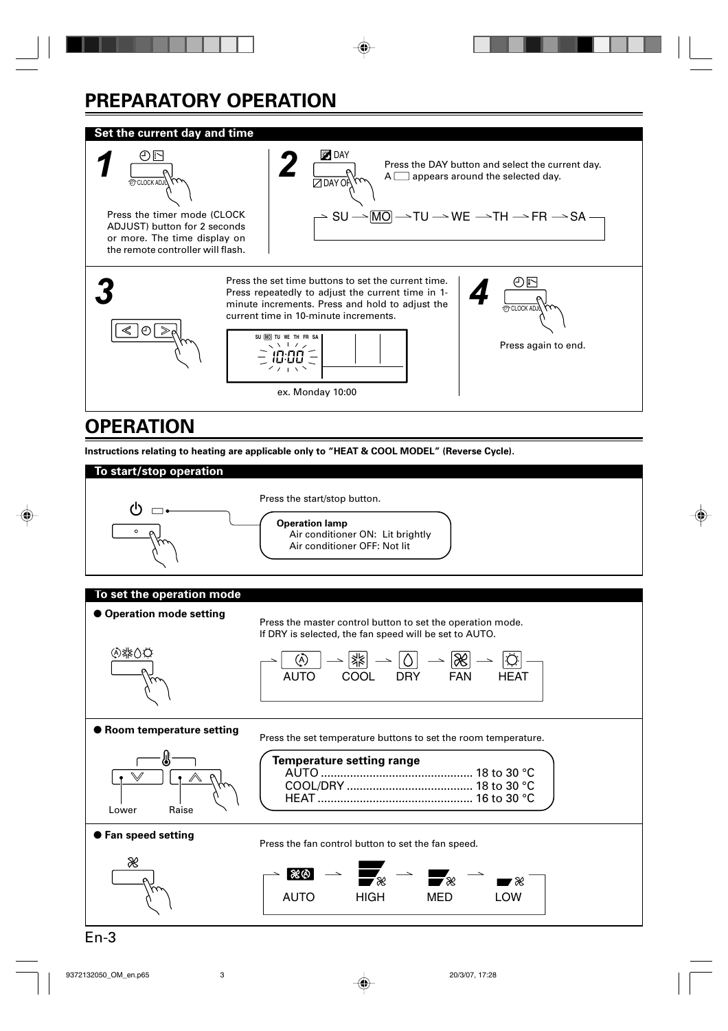# PREPARATORY OPERATION

## Set the current day and time

**1**

CLOCK ADJUST

Press the timer mode (CLOCK ADJUST) button for 2 seconds or more. The time display on the remote controller will flash.

**2**

DAY

DAY OFF

Press the DAY button and select the current day.
A ☐ appears around the selected day.

SU → MO → TU → WE → TH → FR → SA

**3**

Press the set time buttons to set the current time. Press repeatedly to adjust the current time in 1-minute increments. Press and hold to adjust the current time in 10-minute increments.

SU MO TU WE TH FR SA
10:00

ex. Monday 10:00

**4**

CLOCK ADJUST

Press again to end.

# OPERATION

**Instructions relating to heating are applicable only to "HEAT & COOL MODEL" (Reverse Cycle).**

## To start/stop operation

Press the start/stop button.

**Operation lamp**
Air conditioner ON: Lit brightly
Air conditioner OFF: Not lit

## To set the operation mode

### ● Operation mode setting

Press the master control button to set the operation mode.
If DRY is selected, the fan speed will be set to AUTO.

AUTO → COOL → DRY → FAN → HEAT

### ● Room temperature setting

Press the set temperature buttons to set the room temperature.

Lower    Raise

**Temperature setting range**

| Mode | Range |
|---|---|
| AUTO | 18 to 30 °C |
| COOL/DRY | 18 to 30 °C |
| HEAT | 16 to 30 °C |

### ● Fan speed setting

Press the fan control button to set the fan speed.

AUTO → HIGH → MED → LOW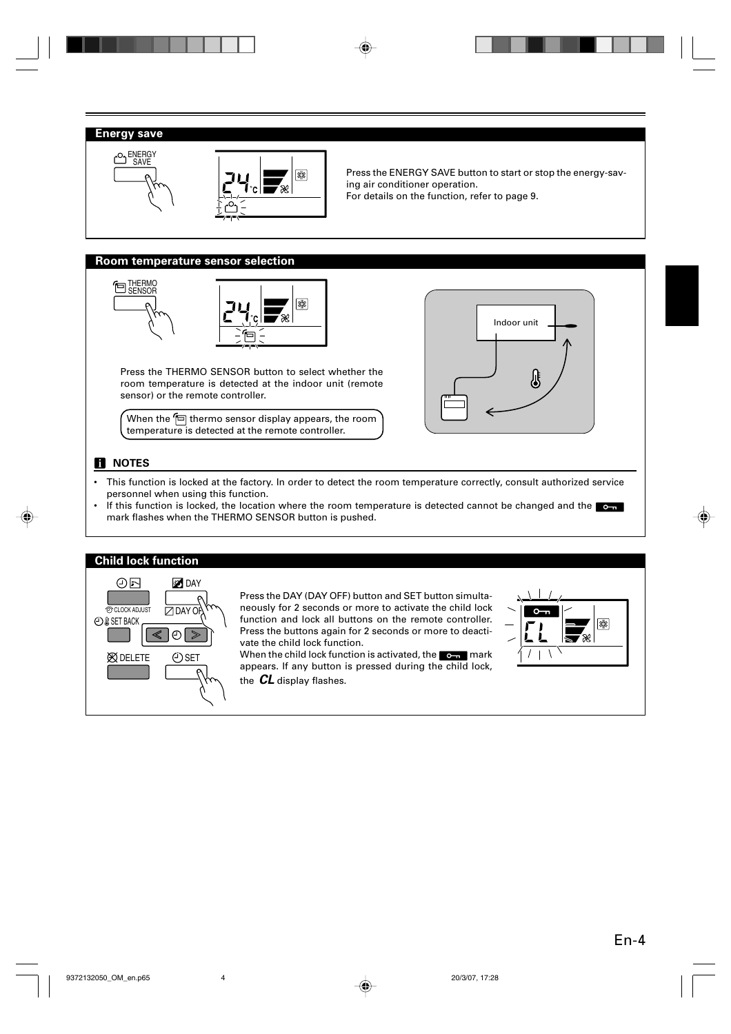## Energy save

Press the ENERGY SAVE button to start or stop the energy-saving air conditioner operation.
For details on the function, refer to page 9.

## Room temperature sensor selection

Press the THERMO SENSOR button to select whether the room temperature is detected at the indoor unit (remote sensor) or the remote controller.

When the thermo sensor display appears, the room temperature is detected at the remote controller.

### NOTES

- This function is locked at the factory. In order to detect the room temperature correctly, consult authorized service personnel when using this function.
- If this function is locked, the location where the room temperature is detected cannot be changed and the mark flashes when the THERMO SENSOR button is pushed.

## Child lock function

Press the DAY (DAY OFF) button and SET button simultaneously for 2 seconds or more to activate the child lock function and lock all buttons on the remote controller. Press the buttons again for 2 seconds or more to deactivate the child lock function.

When the child lock function is activated, the mark appears. If any button is pressed during the child lock, the ***CL*** display flashes.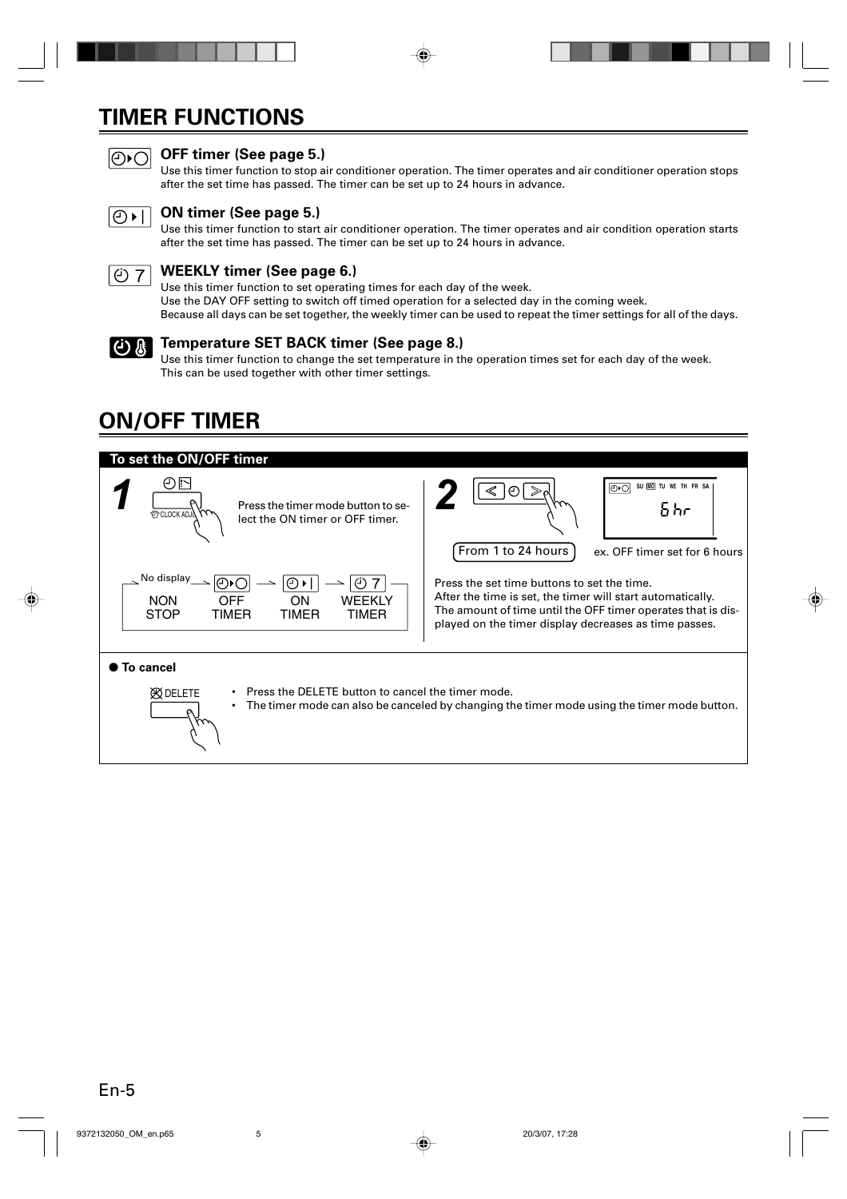# TIMER FUNCTIONS

### OFF timer (See page 5.)

Use this timer function to stop air conditioner operation. The timer operates and air conditioner operation stops after the set time has passed. The timer can be set up to 24 hours in advance.

### ON timer (See page 5.)

Use this timer function to start air conditioner operation. The timer operates and air condition operation starts after the set time has passed. The timer can be set up to 24 hours in advance.

### WEEKLY timer (See page 6.)

Use this timer function to set operating times for each day of the week.
Use the DAY OFF setting to switch off timed operation for a selected day in the coming week.
Because all days can be set together, the weekly timer can be used to repeat the timer settings for all of the days.

### Temperature SET BACK timer (See page 8.)

Use this timer function to change the set temperature in the operation times set for each day of the week.
This can be used together with other timer settings.

# ON/OFF TIMER

## To set the ON/OFF timer

**1**

CLOCK ADJ.

Press the timer mode button to select the ON timer or OFF timer.

No display → NON STOP → OFF TIMER → ON TIMER → WEEKLY TIMER

**2**

From 1 to 24 hours

SU MO TU WE TH FR SA

6 hr

ex. OFF timer set for 6 hours

Press the set time buttons to set the time.
After the time is set, the timer will start automatically.
The amount of time until the OFF timer operates that is displayed on the timer display decreases as time passes.

● **To cancel**

DELETE

- Press the DELETE button to cancel the timer mode.
- The timer mode can also be canceled by changing the timer mode using the timer mode button.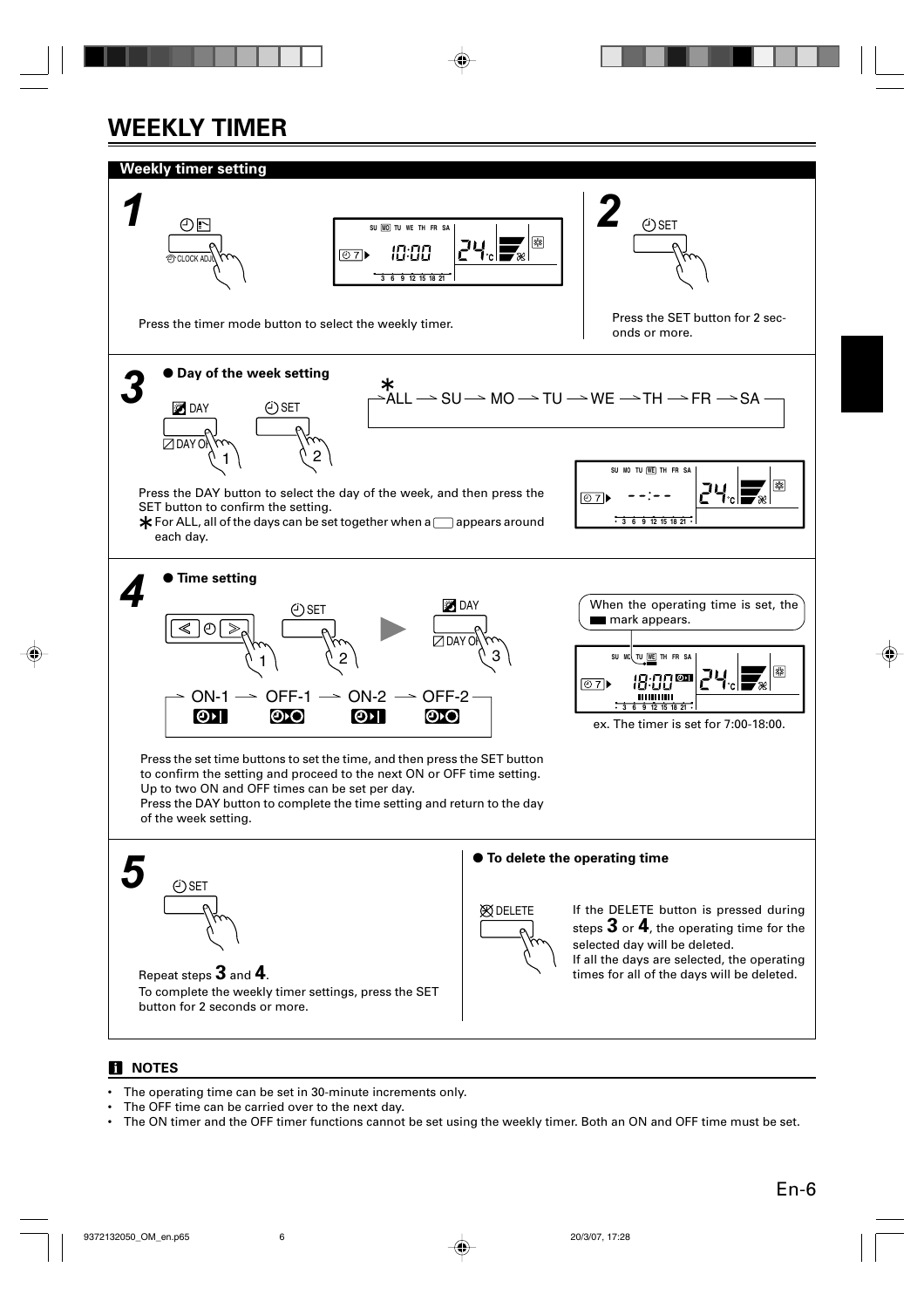# WEEKLY TIMER

## Weekly timer setting

### 1

CLOCK ADJUST

Press the timer mode button to select the weekly timer.

### 2

SET

Press the SET button for 2 seconds or more.

### 3

● **Day of the week setting**

DAY · SET · DAY OFF

*ALL → SU → MO → TU → WE → TH → FR → SA

Press the DAY button to select the day of the week, and then press the SET button to confirm the setting.

* For ALL, all of the days can be set together when a ▭ appears around each day.

### 4

● **Time setting**

SET · DAY · DAY OFF

ON-1 → OFF-1 → ON-2 → OFF-2

When the operating time is set, the ▬ mark appears.

ex. The timer is set for 7:00-18:00.

Press the set time buttons to set the time, and then press the SET button to confirm the setting and proceed to the next ON or OFF time setting.
Up to two ON and OFF times can be set per day.
Press the DAY button to complete the time setting and return to the day of the week setting.

### 5

SET

Repeat steps **3** and **4**.
To complete the weekly timer settings, press the SET button for 2 seconds or more.

● **To delete the operating time**

DELETE

If the DELETE button is pressed during steps **3** or **4**, the operating time for the selected day will be deleted.
If all the days are selected, the operating times for all of the days will be deleted.

## NOTES

- The operating time can be set in 30-minute increments only.
- The OFF time can be carried over to the next day.
- The ON timer and the OFF timer functions cannot be set using the weekly timer. Both an ON and OFF time must be set.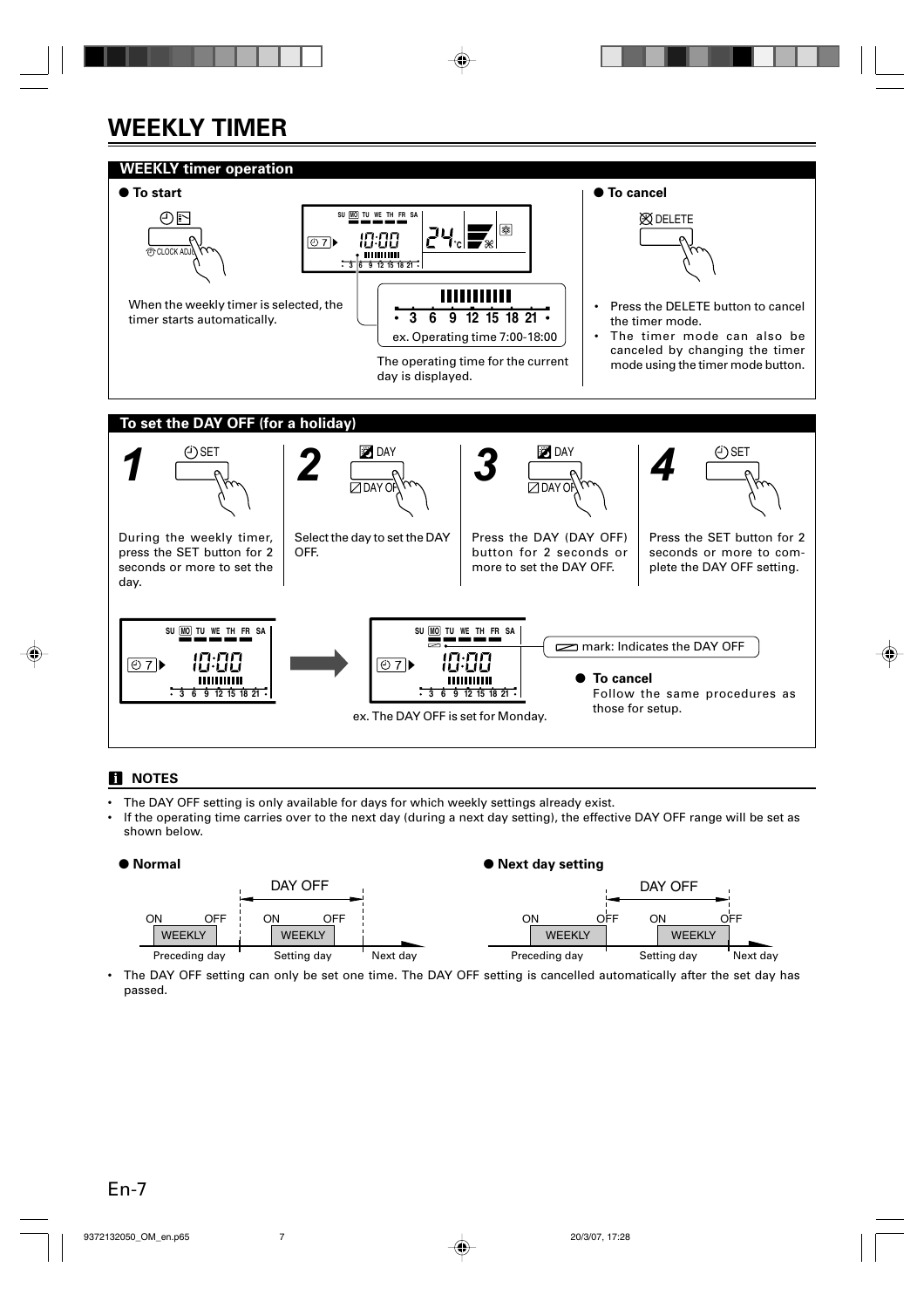# WEEKLY TIMER

## WEEKLY timer operation

● **To start**

When the weekly timer is selected, the timer starts automatically.

ex. Operating time 7:00-18:00

The operating time for the current day is displayed.

● **To cancel**

- Press the DELETE button to cancel the timer mode.
- The timer mode can also be canceled by changing the timer mode using the timer mode button.

## To set the DAY OFF (for a holiday)

**1** During the weekly timer, press the SET button for 2 seconds or more to set the day.

**2** Select the day to set the DAY OFF.

**3** Press the DAY (DAY OFF) button for 2 seconds or more to set the DAY OFF.

**4** Press the SET button for 2 seconds or more to complete the DAY OFF setting.

mark: Indicates the DAY OFF

ex. The DAY OFF is set for Monday.

● **To cancel**

Follow the same procedures as those for setup.

## NOTES

- The DAY OFF setting is only available for days for which weekly settings already exist.
- If the operating time carries over to the next day (during a next day setting), the effective DAY OFF range will be set as shown below.

● **Normal**

DAY OFF

ON OFF ON OFF

WEEKLY WEEKLY

Preceding day Setting day Next day

● **Next day setting**

DAY OFF

ON OFF ON OFF

WEEKLY WEEKLY

Preceding day Setting day Next day

- The DAY OFF setting can only be set one time. The DAY OFF setting is cancelled automatically after the set day has passed.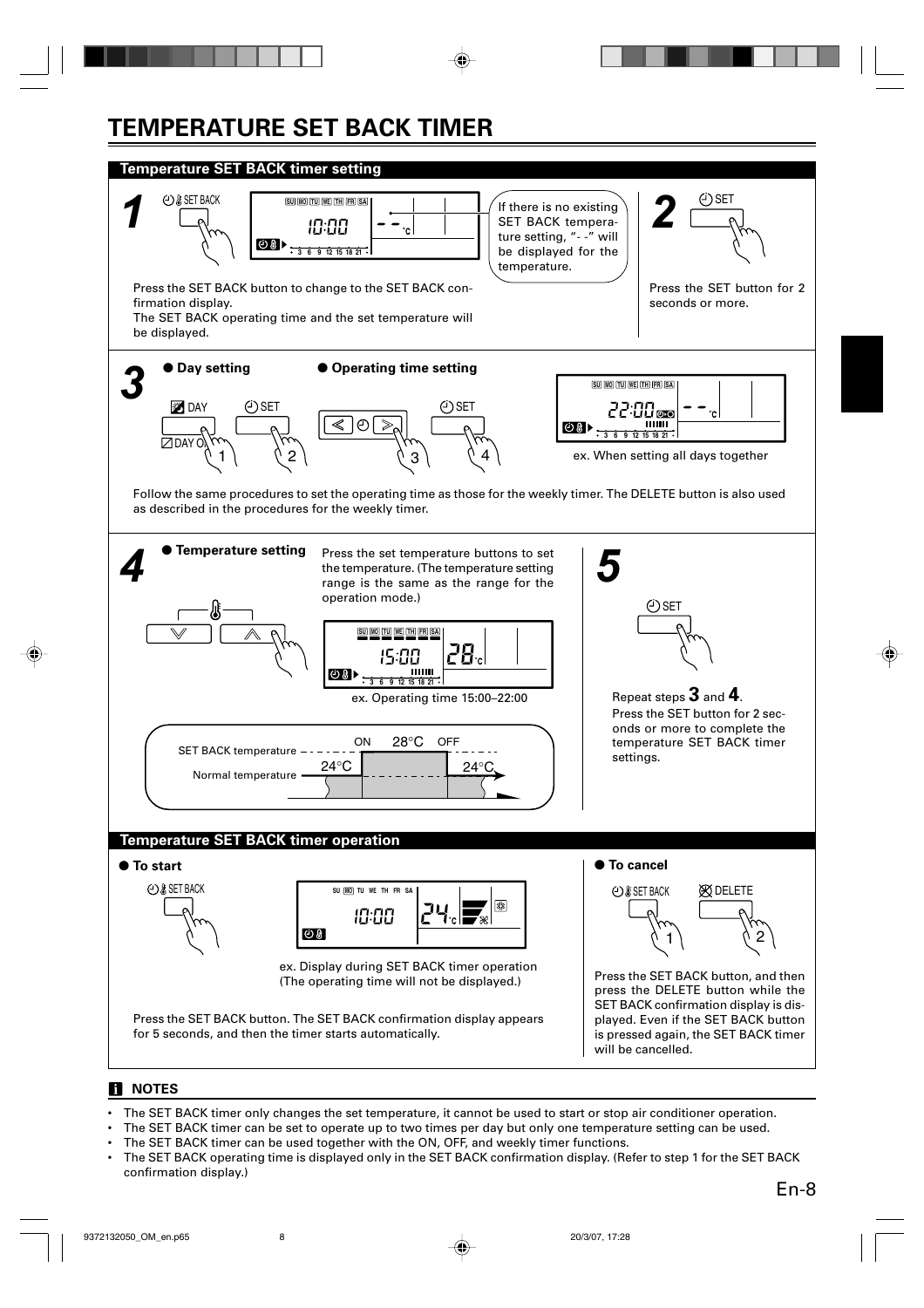# TEMPERATURE SET BACK TIMER

## Temperature SET BACK timer setting

**1**

SET BACK

10:00 - - °C

If there is no existing SET BACK temperature setting, "- -" will be displayed for the temperature.

Press the SET BACK button to change to the SET BACK confirmation display.
The SET BACK operating time and the set temperature will be displayed.

**2**

SET

Press the SET button for 2 seconds or more.

**3**

● **Day setting** ● **Operating time setting**

DAY / DAY OFF (1), SET (2), < > (3), SET (4)

22:00 - - °C

ex. When setting all days together

Follow the same procedures to set the operating time as those for the weekly timer. The DELETE button is also used as described in the procedures for the weekly timer.

**4**

● **Temperature setting**

Press the set temperature buttons to set the temperature. (The temperature setting range is the same as the range for the operation mode.)

15:00 28°C

ex. Operating time 15:00–22:00

SET BACK temperature — ON 28°C OFF
Normal temperature — 24°C — 24°C

**5**

SET

Repeat steps **3** and **4**.
Press the SET button for 2 seconds or more to complete the temperature SET BACK timer settings.

## Temperature SET BACK timer operation

● **To start**

SET BACK

10:00 24°C

ex. Display during SET BACK timer operation
(The operating time will not be displayed.)

Press the SET BACK button. The SET BACK confirmation display appears for 5 seconds, and then the timer starts automatically.

● **To cancel**

SET BACK (1), DELETE (2)

Press the SET BACK button, and then press the DELETE button while the SET BACK confirmation display is displayed. Even if the SET BACK button is pressed again, the SET BACK timer will be cancelled.

### NOTES

- The SET BACK timer only changes the set temperature, it cannot be used to start or stop air conditioner operation.
- The SET BACK timer can be set to operate up to two times per day but only one temperature setting can be used.
- The SET BACK timer can be used together with the ON, OFF, and weekly timer functions.
- The SET BACK operating time is displayed only in the SET BACK confirmation display. (Refer to step 1 for the SET BACK confirmation display.)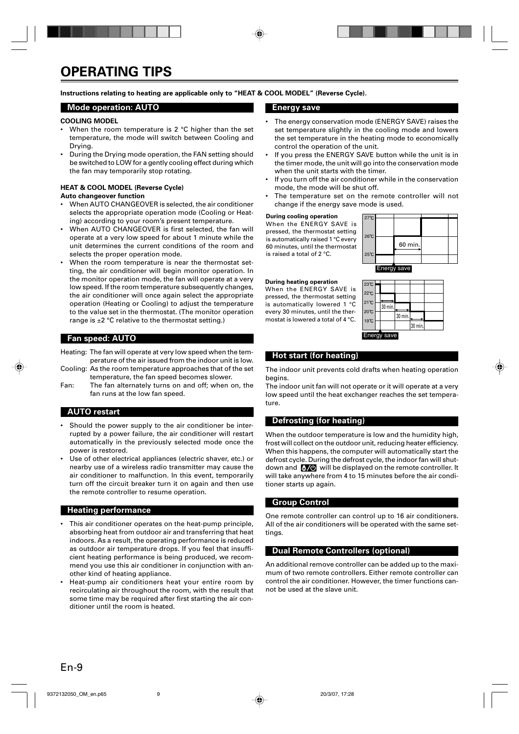# OPERATING TIPS

**Instructions relating to heating are applicable only to "HEAT & COOL MODEL" (Reverse Cycle).**

## Mode operation: AUTO

**COOLING MODEL**

- When the room temperature is 2 °C higher than the set temperature, the mode will switch between Cooling and Drying.
- During the Drying mode operation, the FAN setting should be switched to LOW for a gently cooling effect during which the fan may temporarily stop rotating.

**HEAT & COOL MODEL (Reverse Cycle)**

**Auto changeover function**

- When AUTO CHANGEOVER is selected, the air conditioner selects the appropriate operation mode (Cooling or Heating) according to your room's present temperature.
- When AUTO CHANGEOVER is first selected, the fan will operate at a very low speed for about 1 minute while the unit determines the current conditions of the room and selects the proper operation mode.
- When the room temperature is near the thermostat setting, the air conditioner will begin monitor operation. In the monitor operation mode, the fan will operate at a very low speed. If the room temperature subsequently changes, the air conditioner will once again select the appropriate operation (Heating or Cooling) to adjust the temperature to the value set in the thermostat. (The monitor operation range is ±2 °C relative to the thermostat setting.)

## Fan speed: AUTO

Heating: The fan will operate at very low speed when the temperature of the air issued from the indoor unit is low.

Cooling: As the room temperature approaches that of the set temperature, the fan speed becomes slower.

Fan: The fan alternately turns on and off; when on, the fan runs at the low fan speed.

## AUTO restart

- Should the power supply to the air conditioner be interrupted by a power failure, the air conditioner will restart automatically in the previously selected mode once the power is restored.
- Use of other electrical appliances (electric shaver, etc.) or nearby use of a wireless radio transmitter may cause the air conditioner to malfunction. In this event, temporarily turn off the circuit breaker turn it on again and then use the remote controller to resume operation.

## Heating performance

- This air conditioner operates on the heat-pump principle, absorbing heat from outdoor air and transferring that heat indoors. As a result, the operating performance is reduced as outdoor air temperature drops. If you feel that insufficient heating performance is being produced, we recommend you use this air conditioner in conjunction with another kind of heating appliance.
- Heat-pump air conditioners heat your entire room by recirculating air throughout the room, with the result that some time may be required after first starting the air conditioner until the room is heated.

## Energy save

- The energy conservation mode (ENERGY SAVE) raises the set temperature slightly in the cooling mode and lowers the set temperature in the heating mode to economically control the operation of the unit.
- If you press the ENERGY SAVE button while the unit is in the timer mode, the unit will go into the conservation mode when the unit starts with the timer.
- If you turn off the air conditioner while in the conservation mode, the mode will be shut off.
- The temperature set on the remote controller will not change if the energy save mode is used.

**During cooling operation**

When the ENERGY SAVE is pressed, the thermostat setting is automatically raised 1 °C every 60 minutes, until the thermostat is raised a total of 2 °C.

27℃ / 26℃ / 25℃ — 60 min. — Energy save

**During heating operation**

When the ENERGY SAVE is pressed, the thermostat setting is automatically lowered 1 °C every 30 minutes, until the thermostat is lowered a total of 4 °C.

23℃ / 22℃ / 21℃ / 20℃ / 19℃ — 30 min. — 30 min. — 30 min. — Energy save

## Hot start (for heating)

The indoor unit prevents cold drafts when heating operation begins.

The indoor unit fan will not operate or it will operate at a very low speed until the heat exchanger reaches the set temperature.

## Defrosting (for heating)

When the outdoor temperature is low and the humidity high, frost will collect on the outdoor unit, reducing heater efficiency. When this happens, the computer will automatically start the defrost cycle. During the defrost cycle, the indoor fan will shutdown and [icon] will be displayed on the remote controller. It will take anywhere from 4 to 15 minutes before the air conditioner starts up again.

## Group Control

One remote controller can control up to 16 air conditioners. All of the air conditioners will be operated with the same settings.

## Dual Remote Controllers (optional)

An additional remove controller can be added up to the maximum of two remote controllers. Either remote controller can control the air conditioner. However, the timer functions cannot be used at the slave unit.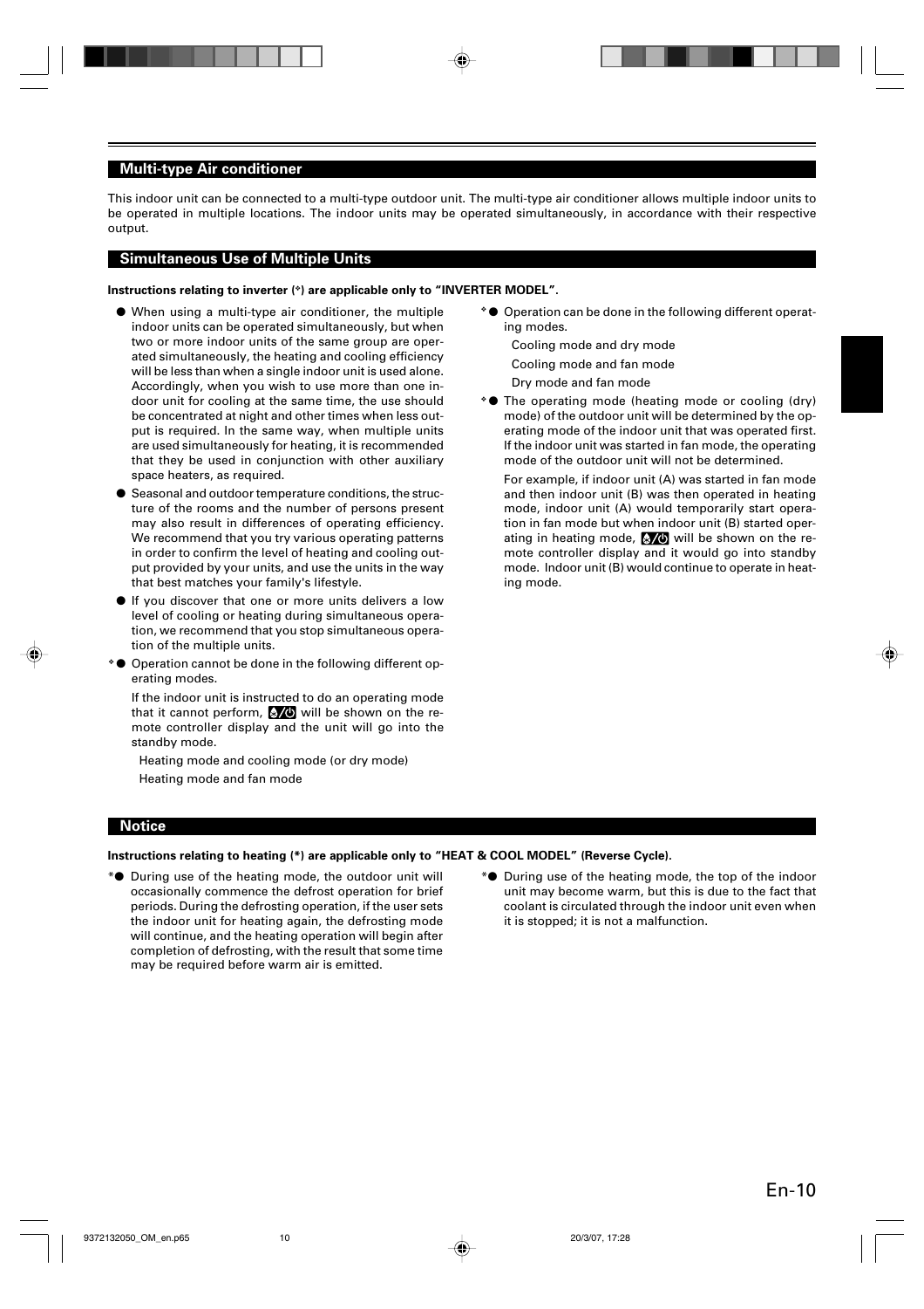## Multi-type Air conditioner

This indoor unit can be connected to a multi-type outdoor unit. The multi-type air conditioner allows multiple indoor units to be operated in multiple locations. The indoor units may be operated simultaneously, in accordance with their respective output.

## Simultaneous Use of Multiple Units

**Instructions relating to inverter (❖) are applicable only to "INVERTER MODEL".**

- When using a multi-type air conditioner, the multiple indoor units can be operated simultaneously, but when two or more indoor units of the same group are operated simultaneously, the heating and cooling efficiency will be less than when a single indoor unit is used alone. Accordingly, when you wish to use more than one indoor unit for cooling at the same time, the use should be concentrated at night and other times when less output is required. In the same way, when multiple units are used simultaneously for heating, it is recommended that they be used in conjunction with other auxiliary space heaters, as required.
- Seasonal and outdoor temperature conditions, the structure of the rooms and the number of persons present may also result in differences of operating efficiency. We recommend that you try various operating patterns in order to confirm the level of heating and cooling output provided by your units, and use the units in the way that best matches your family's lifestyle.
- If you discover that one or more units delivers a low level of cooling or heating during simultaneous operation, we recommend that you stop simultaneous operation of the multiple units.
- ❖ Operation cannot be done in the following different operating modes.

  If the indoor unit is instructed to do an operating mode that it cannot perform, [icon] will be shown on the remote controller display and the unit will go into the standby mode.

  Heating mode and cooling mode (or dry mode)
  Heating mode and fan mode
- ❖ Operation can be done in the following different operating modes.

  Cooling mode and dry mode
  Cooling mode and fan mode
  Dry mode and fan mode
- ❖ The operating mode (heating mode or cooling (dry) mode) of the outdoor unit will be determined by the operating mode of the indoor unit that was operated first. If the indoor unit was started in fan mode, the operating mode of the outdoor unit will not be determined.

  For example, if indoor unit (A) was started in fan mode and then indoor unit (B) was then operated in heating mode, indoor unit (A) would temporarily start operation in fan mode but when indoor unit (B) started operating in heating mode, [icon] will be shown on the remote controller display and it would go into standby mode. Indoor unit (B) would continue to operate in heating mode.

## Notice

**Instructions relating to heating (*) are applicable only to "HEAT & COOL MODEL" (Reverse Cycle).**

- * During use of the heating mode, the outdoor unit will occasionally commence the defrost operation for brief periods. During the defrosting operation, if the user sets the indoor unit for heating again, the defrosting mode will continue, and the heating operation will begin after completion of defrosting, with the result that some time may be required before warm air is emitted.
- * During use of the heating mode, the top of the indoor unit may become warm, but this is due to the fact that coolant is circulated through the indoor unit even when it is stopped; it is not a malfunction.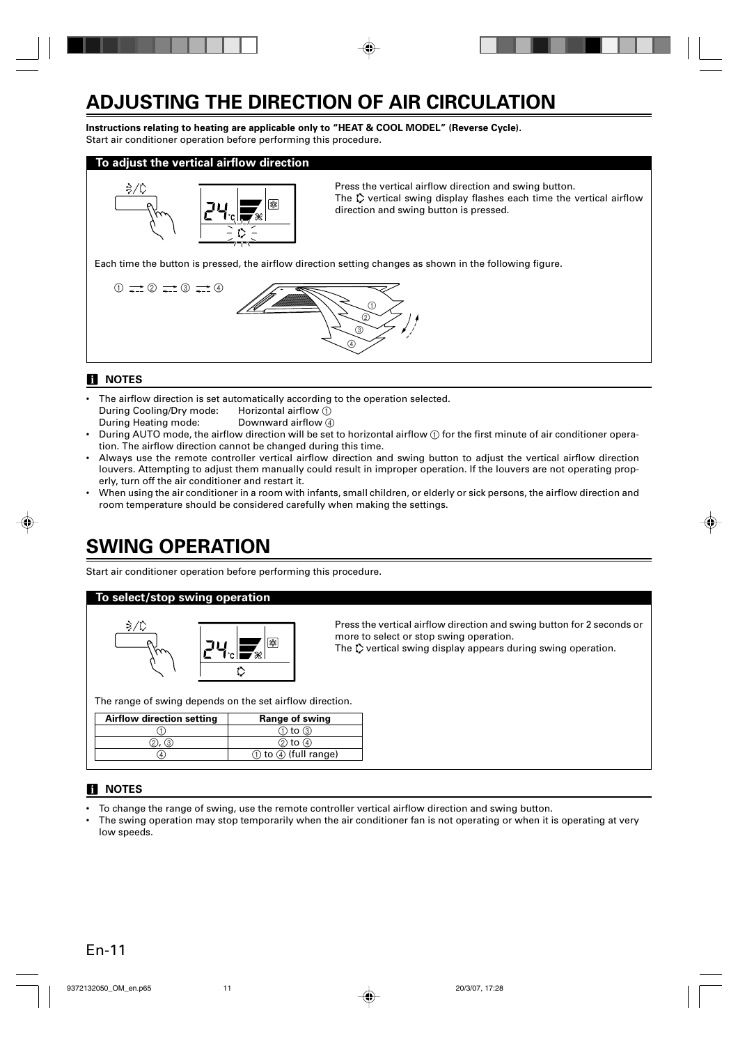# ADJUSTING THE DIRECTION OF AIR CIRCULATION

**Instructions relating to heating are applicable only to "HEAT & COOL MODEL" (Reverse Cycle).**
Start air conditioner operation before performing this procedure.

## To adjust the vertical airflow direction

Press the vertical airflow direction and swing button.
The vertical swing display flashes each time the vertical airflow direction and swing button is pressed.

Each time the button is pressed, the airflow direction setting changes as shown in the following figure.

① ⇄ ② ⇄ ③ ⇄ ④

### NOTES

- The airflow direction is set automatically according to the operation selected.
  During Cooling/Dry mode: Horizontal airflow ①
  During Heating mode: Downward airflow ④
- During AUTO mode, the airflow direction will be set to horizontal airflow ① for the first minute of air conditioner operation. The airflow direction cannot be changed during this time.
- Always use the remote controller vertical airflow direction and swing button to adjust the vertical airflow direction louvers. Attempting to adjust them manually could result in improper operation. If the louvers are not operating properly, turn off the air conditioner and restart it.
- When using the air conditioner in a room with infants, small children, or elderly or sick persons, the airflow direction and room temperature should be considered carefully when making the settings.

# SWING OPERATION

Start air conditioner operation before performing this procedure.

## To select/stop swing operation

Press the vertical airflow direction and swing button for 2 seconds or more to select or stop swing operation.
The vertical swing display appears during swing operation.

The range of swing depends on the set airflow direction.

| Airflow direction setting | Range of swing |
|---|---|
| ① | ① to ③ |
| ②, ③ | ② to ④ |
| ④ | ① to ④ (full range) |

### NOTES

- To change the range of swing, use the remote controller vertical airflow direction and swing button.
- The swing operation may stop temporarily when the air conditioner fan is not operating or when it is operating at very low speeds.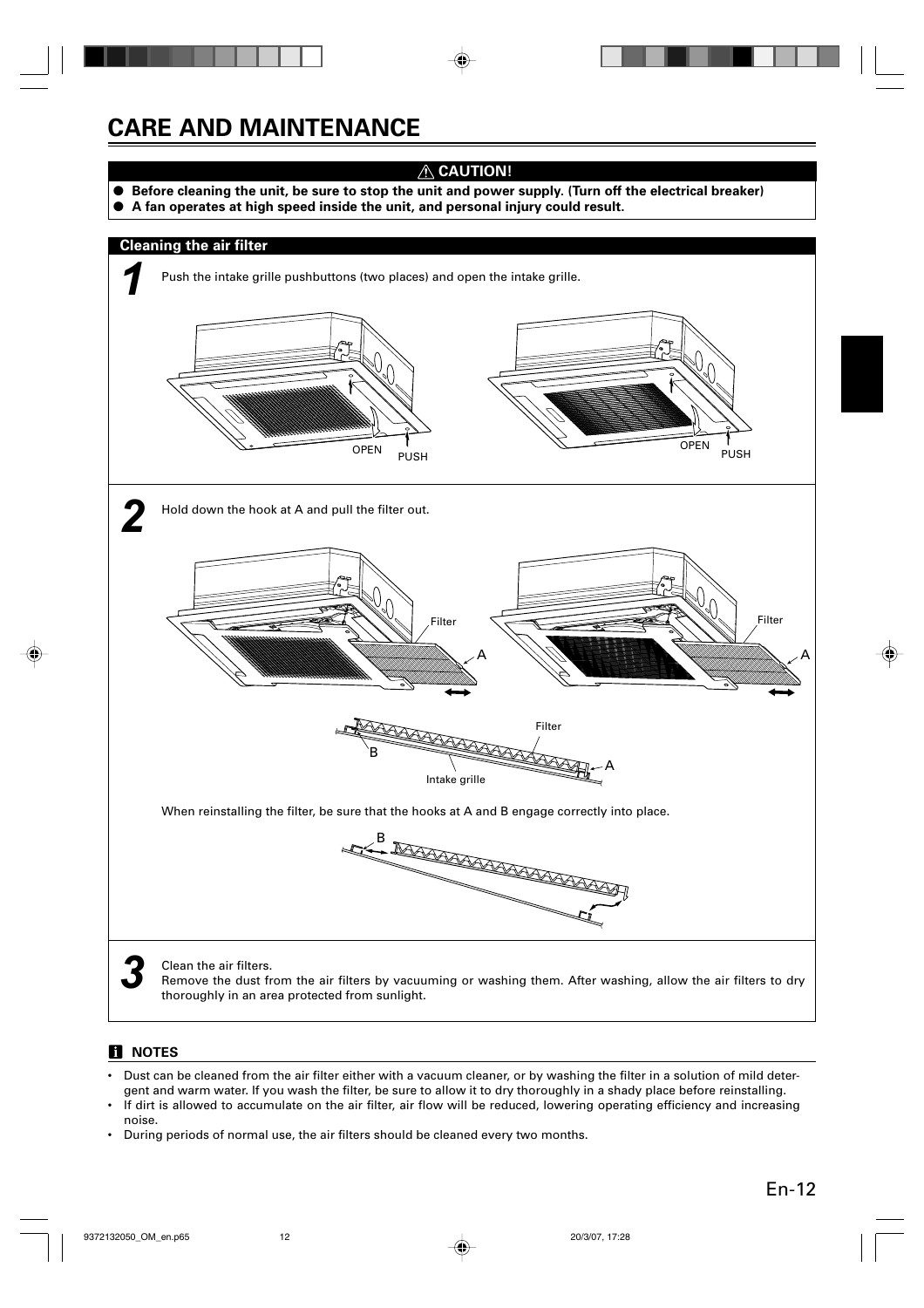# CARE AND MAINTENANCE

**⚠ CAUTION!**

- **Before cleaning the unit, be sure to stop the unit and power supply. (Turn off the electrical breaker)**
- **A fan operates at high speed inside the unit, and personal injury could result.**

## Cleaning the air filter

**1** Push the intake grille pushbuttons (two places) and open the intake grille.

OPEN PUSH

OPEN PUSH

**2** Hold down the hook at A and pull the filter out.

Filter A

Filter A

Filter

B

A

Intake grille

When reinstalling the filter, be sure that the hooks at A and B engage correctly into place.

B

**3** Clean the air filters.
Remove the dust from the air filters by vacuuming or washing them. After washing, allow the air filters to dry thoroughly in an area protected from sunlight.

### NOTES

- Dust can be cleaned from the air filter either with a vacuum cleaner, or by washing the filter in a solution of mild detergent and warm water. If you wash the filter, be sure to allow it to dry thoroughly in a shady place before reinstalling.
- If dirt is allowed to accumulate on the air filter, air flow will be reduced, lowering operating efficiency and increasing noise.
- During periods of normal use, the air filters should be cleaned every two months.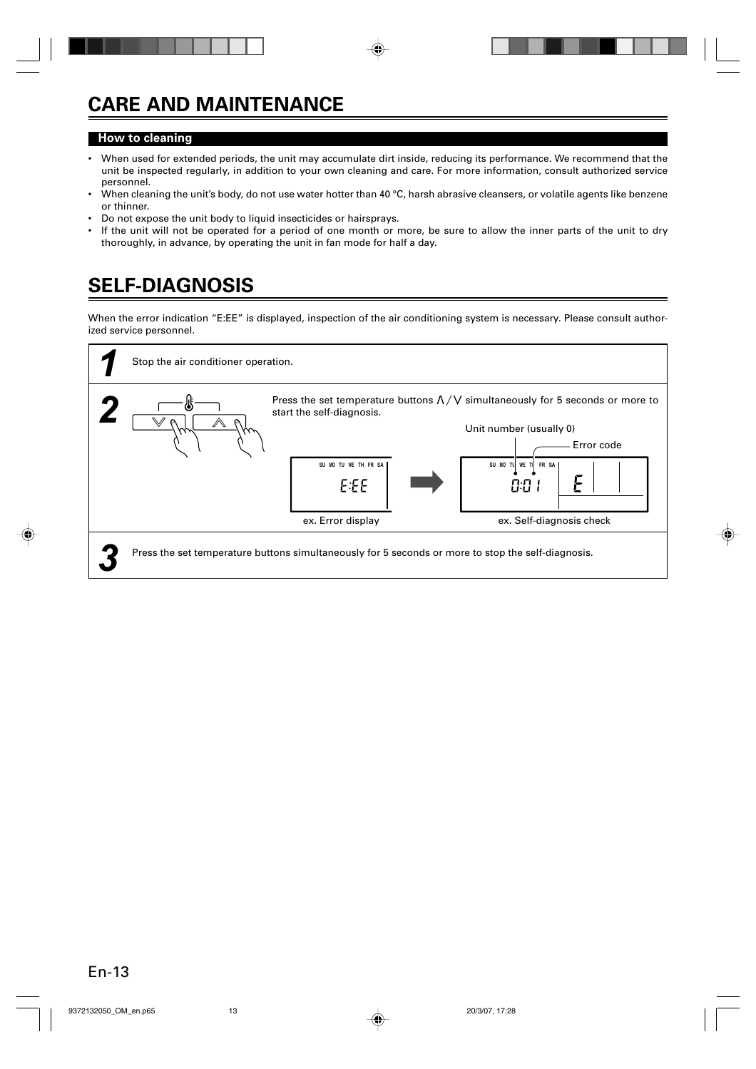# CARE AND MAINTENANCE

## How to cleaning

- When used for extended periods, the unit may accumulate dirt inside, reducing its performance. We recommend that the unit be inspected regularly, in addition to your own cleaning and care. For more information, consult authorized service personnel.
- When cleaning the unit's body, do not use water hotter than 40 °C, harsh abrasive cleansers, or volatile agents like benzene or thinner.
- Do not expose the unit body to liquid insecticides or hairsprays.
- If the unit will not be operated for a period of one month or more, be sure to allow the inner parts of the unit to dry thoroughly, in advance, by operating the unit in fan mode for half a day.

# SELF-DIAGNOSIS

When the error indication "E:EE" is displayed, inspection of the air conditioning system is necessary. Please consult authorized service personnel.

**1** Stop the air conditioner operation.

**2** Press the set temperature buttons ∧ / ∨ simultaneously for 5 seconds or more to start the self-diagnosis.

Unit number (usually 0)

Error code

SU MO TU WE TH FR SA

E:EE

ex. Error display

SU MO TU WE TH FR SA

0:01 E

ex. Self-diagnosis check

**3** Press the set temperature buttons simultaneously for 5 seconds or more to stop the self-diagnosis.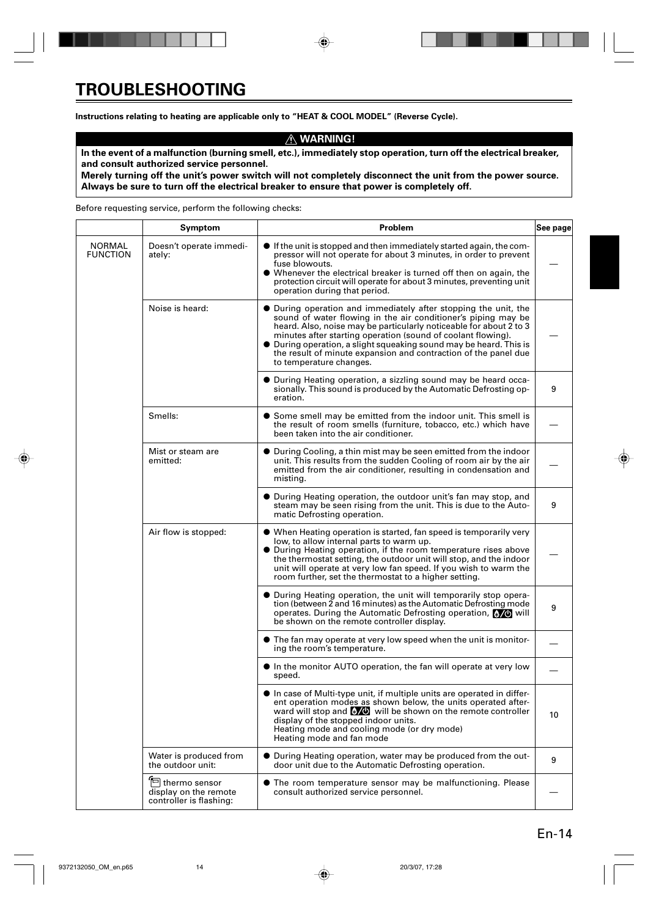# TROUBLESHOOTING

**Instructions relating to heating are applicable only to "HEAT & COOL MODEL" (Reverse Cycle).**

**⚠ WARNING!**

**In the event of a malfunction (burning smell, etc.), immediately stop operation, turn off the electrical breaker, and consult authorized service personnel.**
**Merely turning off the unit's power switch will not completely disconnect the unit from the power source. Always be sure to turn off the electrical breaker to ensure that power is completely off.**

Before requesting service, perform the following checks:

| | Symptom | Problem | See page |
|---|---|---|---|
| NORMAL FUNCTION | Doesn't operate immediately: | ● If the unit is stopped and then immediately started again, the compressor will not operate for about 3 minutes, in order to prevent fuse blowouts.<br>● Whenever the electrical breaker is turned off then on again, the protection circuit will operate for about 3 minutes, preventing unit operation during that period. | — |
| | Noise is heard: | ● During operation and immediately after stopping the unit, the sound of water flowing in the air conditioner's piping may be heard. Also, noise may be particularly noticeable for about 2 to 3 minutes after starting operation (sound of coolant flowing).<br>● During operation, a slight squeaking sound may be heard. This is the result of minute expansion and contraction of the panel due to temperature changes. | — |
| | | ● During Heating operation, a sizzling sound may be heard occasionally. This sound is produced by the Automatic Defrosting operation. | 9 |
| | Smells: | ● Some smell may be emitted from the indoor unit. This smell is the result of room smells (furniture, tobacco, etc.) which have been taken into the air conditioner. | — |
| | Mist or steam are emitted: | ● During Cooling, a thin mist may be seen emitted from the indoor unit. This results from the sudden Cooling of room air by the air emitted from the air conditioner, resulting in condensation and misting. | — |
| | | ● During Heating operation, the outdoor unit's fan may stop, and steam may be seen rising from the unit. This is due to the Automatic Defrosting operation. | 9 |
| | Air flow is stopped: | ● When Heating operation is started, fan speed is temporarily very low, to allow internal parts to warm up.<br>● During Heating operation, if the room temperature rises above the thermostat setting, the outdoor unit will stop, and the indoor unit will operate at very low fan speed. If you wish to warm the room further, set the thermostat to a higher setting. | — |
| | | ● During Heating operation, the unit will temporarily stop operation (between 2 and 16 minutes) as the Automatic Defrosting mode operates. During the Automatic Defrosting operation, [icon] will be shown on the remote controller display. | 9 |
| | | ● The fan may operate at very low speed when the unit is monitoring the room's temperature. | — |
| | | ● In the monitor AUTO operation, the fan will operate at very low speed. | — |
| | | ● In case of Multi-type unit, if multiple units are operated in different operation modes as shown below, the units operated afterward will stop and [icon] will be shown on the remote controller display of the stopped indoor units.<br>Heating mode and cooling mode (or dry mode)<br>Heating mode and fan mode | 10 |
| | Water is produced from the outdoor unit: | ● During Heating operation, water may be produced from the outdoor unit due to the Automatic Defrosting operation. | 9 |
| | [icon] thermo sensor display on the remote controller is flashing: | ● The room temperature sensor may be malfunctioning. Please consult authorized service personnel. | — |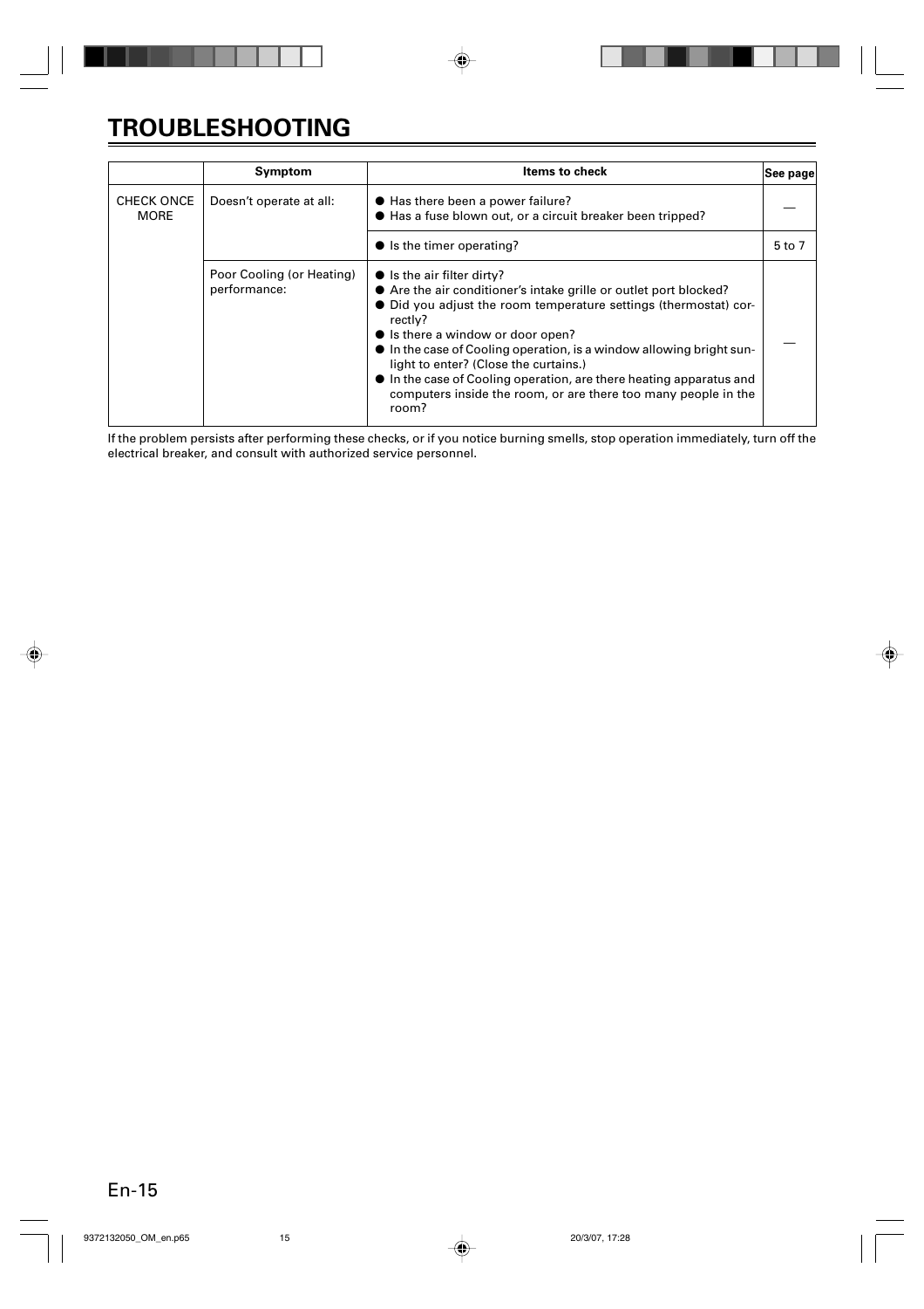# TROUBLESHOOTING

| | Symptom | Items to check | See page |
|---|---|---|---|
| CHECK ONCE MORE | Doesn't operate at all: | ● Has there been a power failure?<br>● Has a fuse blown out, or a circuit breaker been tripped? | — |
| | | ● Is the timer operating? | 5 to 7 |
| | Poor Cooling (or Heating) performance: | ● Is the air filter dirty?<br>● Are the air conditioner's intake grille or outlet port blocked?<br>● Did you adjust the room temperature settings (thermostat) correctly?<br>● Is there a window or door open?<br>● In the case of Cooling operation, is a window allowing bright sunlight to enter? (Close the curtains.)<br>● In the case of Cooling operation, are there heating apparatus and computers inside the room, or are there too many people in the room? | — |

If the problem persists after performing these checks, or if you notice burning smells, stop operation immediately, turn off the electrical breaker, and consult with authorized service personnel.